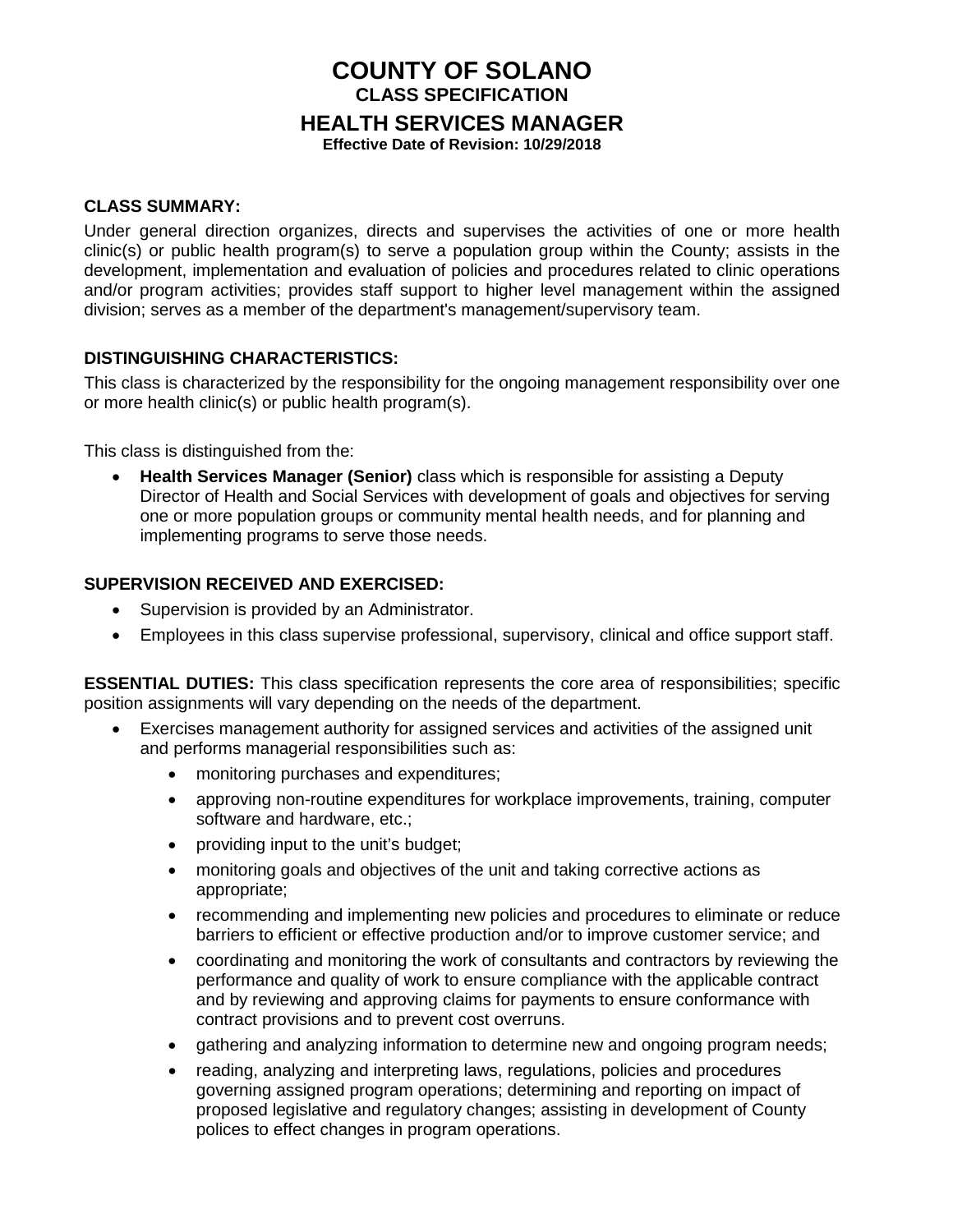# COUNTY OF SOLANO

## CLASS SPECIFICATION

## HEALTH SERVICES MANAGER

**Effective Date of Revision: 10/29/2018**

### CLASS SUMMARY:

Under general direction organizes, directs and supervises the activities of one or more health clinic(s) or public health program(s) to serve a population group within the County; assists in the development, implementation and evaluation of policies and procedures related to clinic operations and/or program activities; provides staff support to higher level management within the assigned division; serves as a member of the department's management/supervisory team.

### DISTINGUISHING CHARACTERISTICS:

This class is characterized by the responsibility for the ongoing management responsibility over one or more health clinic(s) or public health program(s).

This class is distinguished from the:

- **Health Services Manager (Senior)** class which is responsible for assisting a Deputy Director of Health and Social Services with development of goals and objectives for serving one or more population groups or community mental health needs, and for planning and implementing programs to serve those needs.

### SUPERVISION RECEIVED AND EXERCISED:

- Supervision is provided by an Administrator.
- Employees in this class supervise professional, supervisory, clinical and office support staff.

**ESSENTIAL DUTIES:** This class specification represents the core area of responsibilities; specific position assignments will vary depending on the needs of the department.

- Exercises management authority for assigned services and activities of the assigned unit and performs managerial responsibilities such as:
  - monitoring purchases and expenditures;
  - approving non-routine expenditures for workplace improvements, training, computer software and hardware, etc.;
  - providing input to the unit's budget;
  - monitoring goals and objectives of the unit and taking corrective actions as appropriate;
  - recommending and implementing new policies and procedures to eliminate or reduce barriers to efficient or effective production and/or to improve customer service; and
  - coordinating and monitoring the work of consultants and contractors by reviewing the performance and quality of work to ensure compliance with the applicable contract and by reviewing and approving claims for payments to ensure conformance with contract provisions and to prevent cost overruns.
  - gathering and analyzing information to determine new and ongoing program needs;
  - reading, analyzing and interpreting laws, regulations, policies and procedures governing assigned program operations; determining and reporting on impact of proposed legislative and regulatory changes; assisting in development of County polices to effect changes in program operations.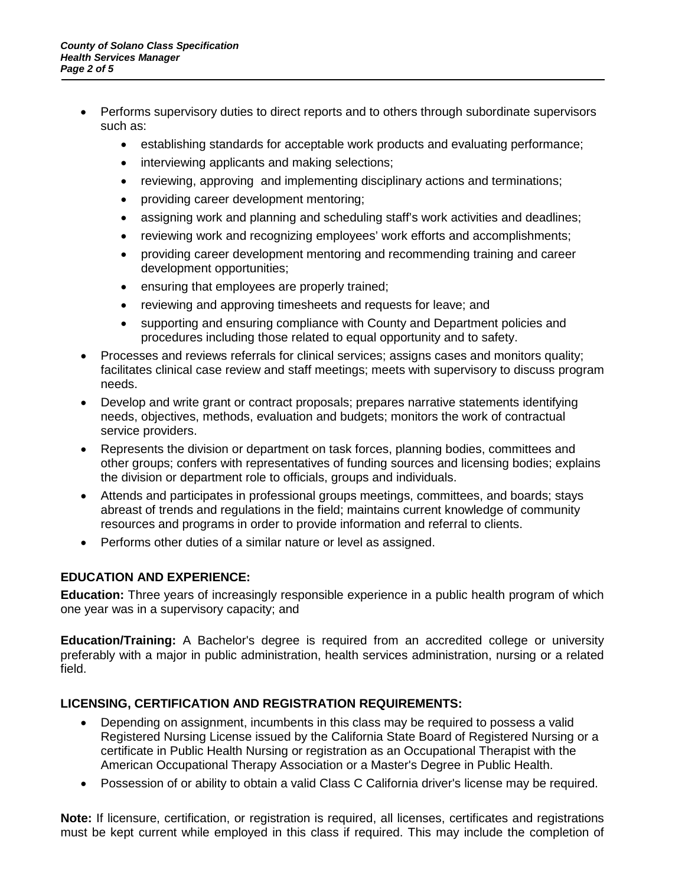- Performs supervisory duties to direct reports and to others through subordinate supervisors such as:
    - establishing standards for acceptable work products and evaluating performance;
    - interviewing applicants and making selections;
    - reviewing, approving and implementing disciplinary actions and terminations;
    - providing career development mentoring;
    - assigning work and planning and scheduling staff's work activities and deadlines;
    - reviewing work and recognizing employees' work efforts and accomplishments;
    - providing career development mentoring and recommending training and career development opportunities;
    - ensuring that employees are properly trained;
    - reviewing and approving timesheets and requests for leave; and
    - supporting and ensuring compliance with County and Department policies and procedures including those related to equal opportunity and to safety.
- Processes and reviews referrals for clinical services; assigns cases and monitors quality; facilitates clinical case review and staff meetings; meets with supervisory to discuss program needs.
- Develop and write grant or contract proposals; prepares narrative statements identifying needs, objectives, methods, evaluation and budgets; monitors the work of contractual service providers.
- Represents the division or department on task forces, planning bodies, committees and other groups; confers with representatives of funding sources and licensing bodies; explains the division or department role to officials, groups and individuals.
- Attends and participates in professional groups meetings, committees, and boards; stays abreast of trends and regulations in the field; maintains current knowledge of community resources and programs in order to provide information and referral to clients.
- Performs other duties of a similar nature or level as assigned.

## EDUCATION AND EXPERIENCE:

**Education:** Three years of increasingly responsible experience in a public health program of which one year was in a supervisory capacity; and

**Education/Training:** A Bachelor's degree is required from an accredited college or university preferably with a major in public administration, health services administration, nursing or a related field.

## LICENSING, CERTIFICATION AND REGISTRATION REQUIREMENTS:

- Depending on assignment, incumbents in this class may be required to possess a valid Registered Nursing License issued by the California State Board of Registered Nursing or a certificate in Public Health Nursing or registration as an Occupational Therapist with the American Occupational Therapy Association or a Master's Degree in Public Health.
- Possession of or ability to obtain a valid Class C California driver's license may be required.

**Note:** If licensure, certification, or registration is required, all licenses, certificates and registrations must be kept current while employed in this class if required. This may include the completion of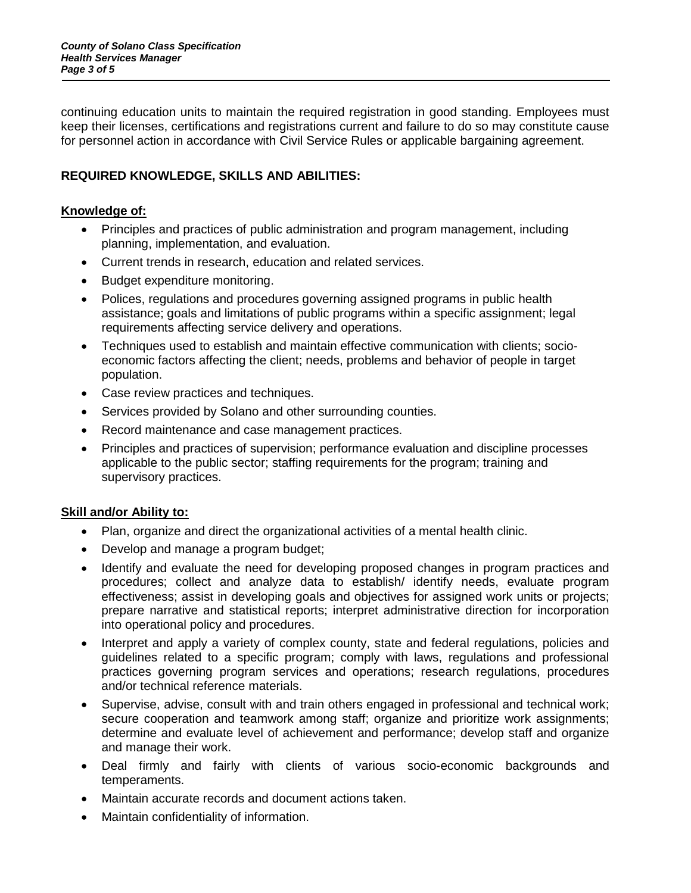continuing education units to maintain the required registration in good standing. Employees must keep their licenses, certifications and registrations current and failure to do so may constitute cause for personnel action in accordance with Civil Service Rules or applicable bargaining agreement.

## REQUIRED KNOWLEDGE, SKILLS AND ABILITIES:

### Knowledge of:

- Principles and practices of public administration and program management, including planning, implementation, and evaluation.
- Current trends in research, education and related services.
- Budget expenditure monitoring.
- Polices, regulations and procedures governing assigned programs in public health assistance; goals and limitations of public programs within a specific assignment; legal requirements affecting service delivery and operations.
- Techniques used to establish and maintain effective communication with clients; socio-economic factors affecting the client; needs, problems and behavior of people in target population.
- Case review practices and techniques.
- Services provided by Solano and other surrounding counties.
- Record maintenance and case management practices.
- Principles and practices of supervision; performance evaluation and discipline processes applicable to the public sector; staffing requirements for the program; training and supervisory practices.

### Skill and/or Ability to:

- Plan, organize and direct the organizational activities of a mental health clinic.
- Develop and manage a program budget;
- Identify and evaluate the need for developing proposed changes in program practices and procedures; collect and analyze data to establish/ identify needs, evaluate program effectiveness; assist in developing goals and objectives for assigned work units or projects; prepare narrative and statistical reports; interpret administrative direction for incorporation into operational policy and procedures.
- Interpret and apply a variety of complex county, state and federal regulations, policies and guidelines related to a specific program; comply with laws, regulations and professional practices governing program services and operations; research regulations, procedures and/or technical reference materials.
- Supervise, advise, consult with and train others engaged in professional and technical work; secure cooperation and teamwork among staff; organize and prioritize work assignments; determine and evaluate level of achievement and performance; develop staff and organize and manage their work.
- Deal firmly and fairly with clients of various socio-economic backgrounds and temperaments.
- Maintain accurate records and document actions taken.
- Maintain confidentiality of information.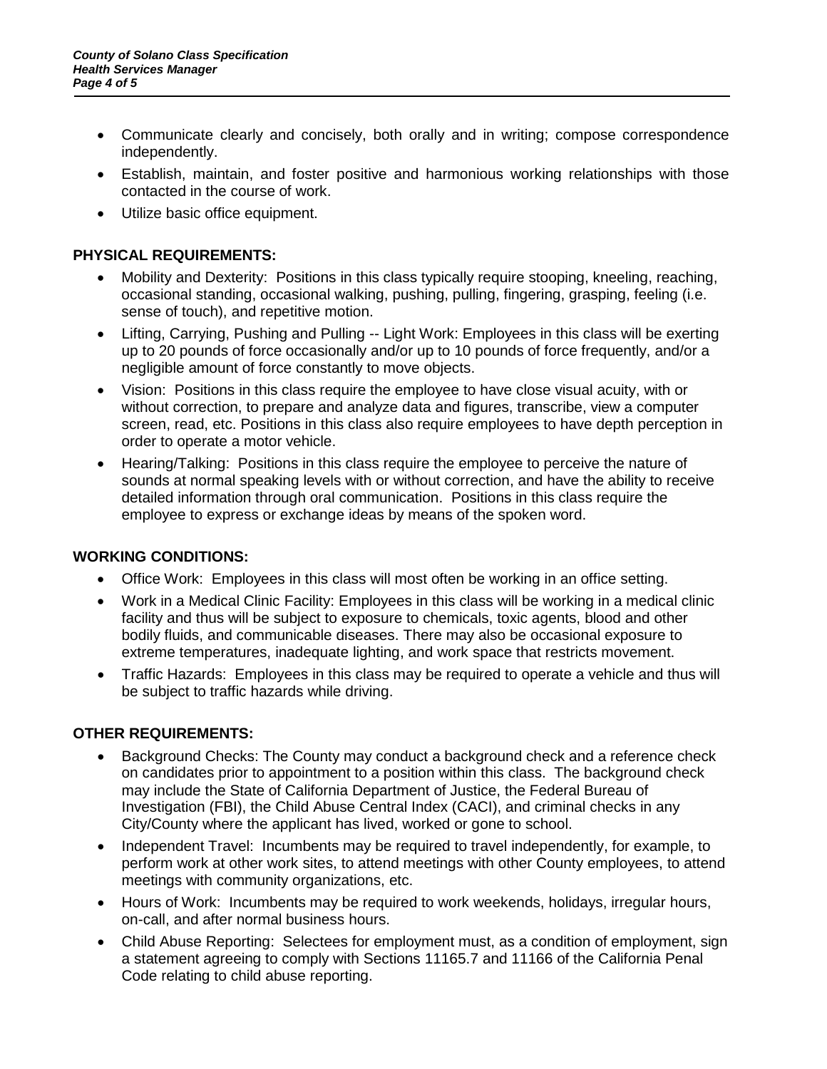- Communicate clearly and concisely, both orally and in writing; compose correspondence independently.
- Establish, maintain, and foster positive and harmonious working relationships with those contacted in the course of work.
- Utilize basic office equipment.

## PHYSICAL REQUIREMENTS:

- Mobility and Dexterity: Positions in this class typically require stooping, kneeling, reaching, occasional standing, occasional walking, pushing, pulling, fingering, grasping, feeling (i.e. sense of touch), and repetitive motion.
- Lifting, Carrying, Pushing and Pulling -- Light Work: Employees in this class will be exerting up to 20 pounds of force occasionally and/or up to 10 pounds of force frequently, and/or a negligible amount of force constantly to move objects.
- Vision: Positions in this class require the employee to have close visual acuity, with or without correction, to prepare and analyze data and figures, transcribe, view a computer screen, read, etc. Positions in this class also require employees to have depth perception in order to operate a motor vehicle.
- Hearing/Talking: Positions in this class require the employee to perceive the nature of sounds at normal speaking levels with or without correction, and have the ability to receive detailed information through oral communication. Positions in this class require the employee to express or exchange ideas by means of the spoken word.

## WORKING CONDITIONS:

- Office Work: Employees in this class will most often be working in an office setting.
- Work in a Medical Clinic Facility: Employees in this class will be working in a medical clinic facility and thus will be subject to exposure to chemicals, toxic agents, blood and other bodily fluids, and communicable diseases. There may also be occasional exposure to extreme temperatures, inadequate lighting, and work space that restricts movement.
- Traffic Hazards: Employees in this class may be required to operate a vehicle and thus will be subject to traffic hazards while driving.

## OTHER REQUIREMENTS:

- Background Checks: The County may conduct a background check and a reference check on candidates prior to appointment to a position within this class. The background check may include the State of California Department of Justice, the Federal Bureau of Investigation (FBI), the Child Abuse Central Index (CACI), and criminal checks in any City/County where the applicant has lived, worked or gone to school.
- Independent Travel: Incumbents may be required to travel independently, for example, to perform work at other work sites, to attend meetings with other County employees, to attend meetings with community organizations, etc.
- Hours of Work: Incumbents may be required to work weekends, holidays, irregular hours, on-call, and after normal business hours.
- Child Abuse Reporting: Selectees for employment must, as a condition of employment, sign a statement agreeing to comply with Sections 11165.7 and 11166 of the California Penal Code relating to child abuse reporting.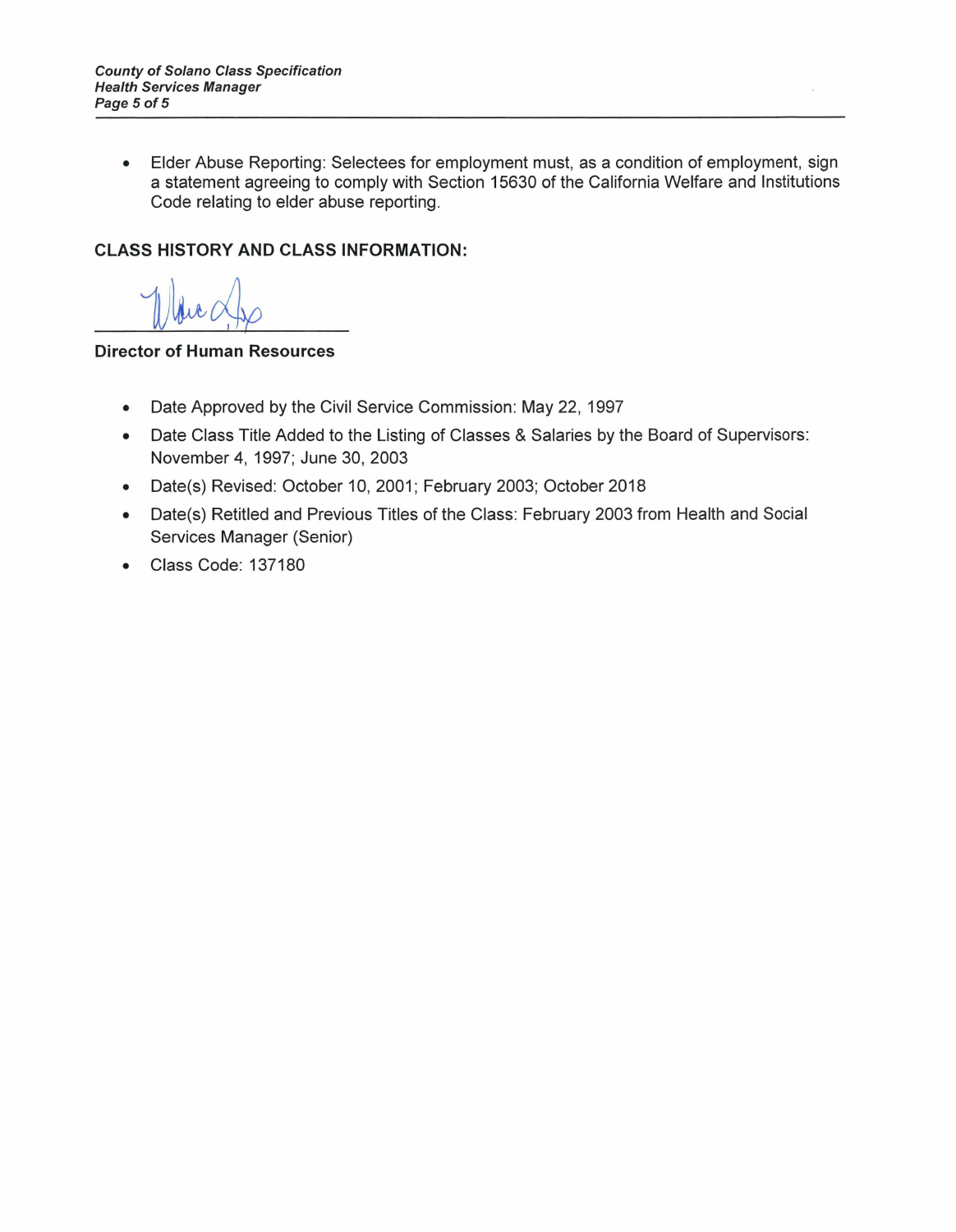- Elder Abuse Reporting: Selectees for employment must, as a condition of employment, sign a statement agreeing to comply with Section 15630 of the California Welfare and Institutions Code relating to elder abuse reporting.

## CLASS HISTORY AND CLASS INFORMATION:

**Director of Human Resources**

- Date Approved by the Civil Service Commission: May 22, 1997
- Date Class Title Added to the Listing of Classes & Salaries by the Board of Supervisors: November 4, 1997; June 30, 2003
- Date(s) Revised: October 10, 2001; February 2003; October 2018
- Date(s) Retitled and Previous Titles of the Class: February 2003 from Health and Social Services Manager (Senior)
- Class Code: 137180